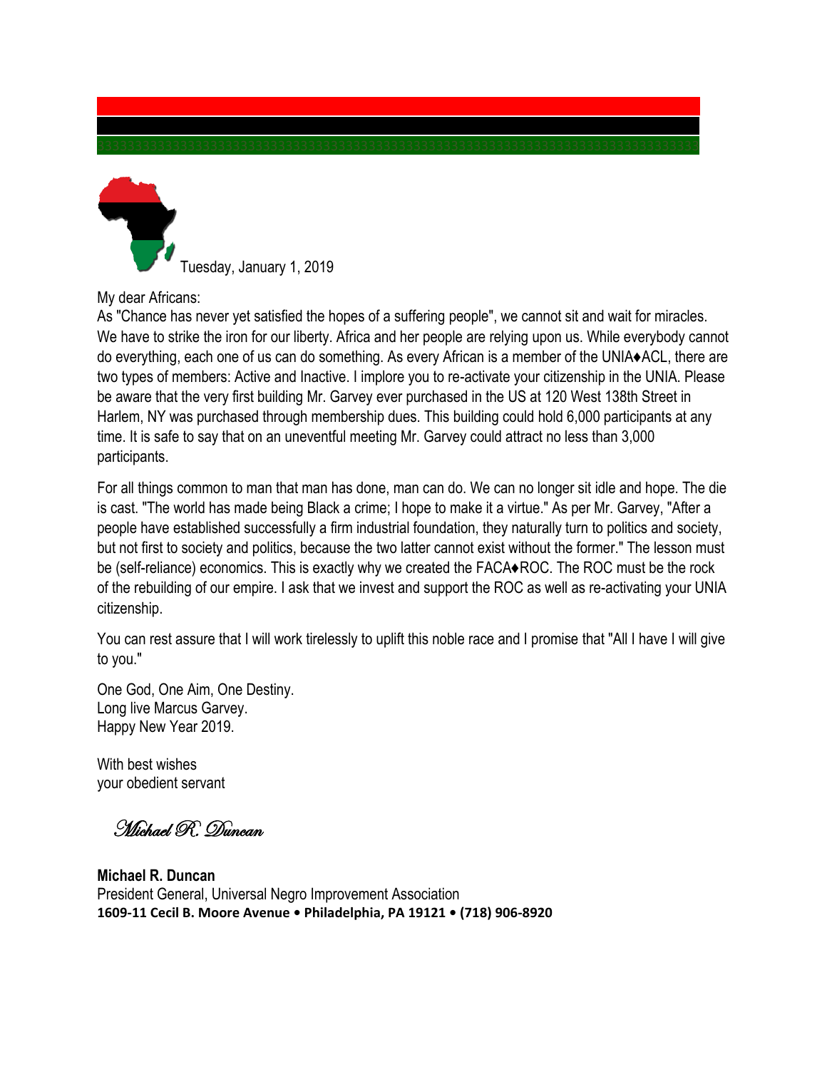Tuesday, January 1, 2019

My dear Africans:

As "Chance has never yet satisfied the hopes of a suffering people", we cannot sit and wait for miracles. We have to strike the iron for our liberty. Africa and her people are relying upon us. While everybody cannot do everything, each one of us can do something. As every African is a member of the UNIA♦ACL, there are two types of members: Active and Inactive. I implore you to re-activate your citizenship in the UNIA. Please be aware that the very first building Mr. Garvey ever purchased in the US at 120 West 138th Street in Harlem, NY was purchased through membership dues. This building could hold 6,000 participants at any time. It is safe to say that on an uneventful meeting Mr. Garvey could attract no less than 3,000 participants.

For all things common to man that man has done, man can do. We can no longer sit idle and hope. The die is cast. "The world has made being Black a crime; I hope to make it a virtue." As per Mr. Garvey, "After a people have established successfully a firm industrial foundation, they naturally turn to politics and society, but not first to society and politics, because the two latter cannot exist without the former." The lesson must be (self-reliance) economics. This is exactly why we created the FACA♦ROC. The ROC must be the rock of the rebuilding of our empire. I ask that we invest and support the ROC as well as re-activating your UNIA citizenship.

You can rest assure that I will work tirelessly to uplift this noble race and I promise that "All I have I will give to you."

One God, One Aim, One Destiny.
Long live Marcus Garvey.
Happy New Year 2019.

With best wishes
your obedient servant

*Michael R. Duncan*

**Michael R. Duncan**
President General, Universal Negro Improvement Association
**1609-11 Cecil B. Moore Avenue • Philadelphia, PA 19121 • (718) 906-8920**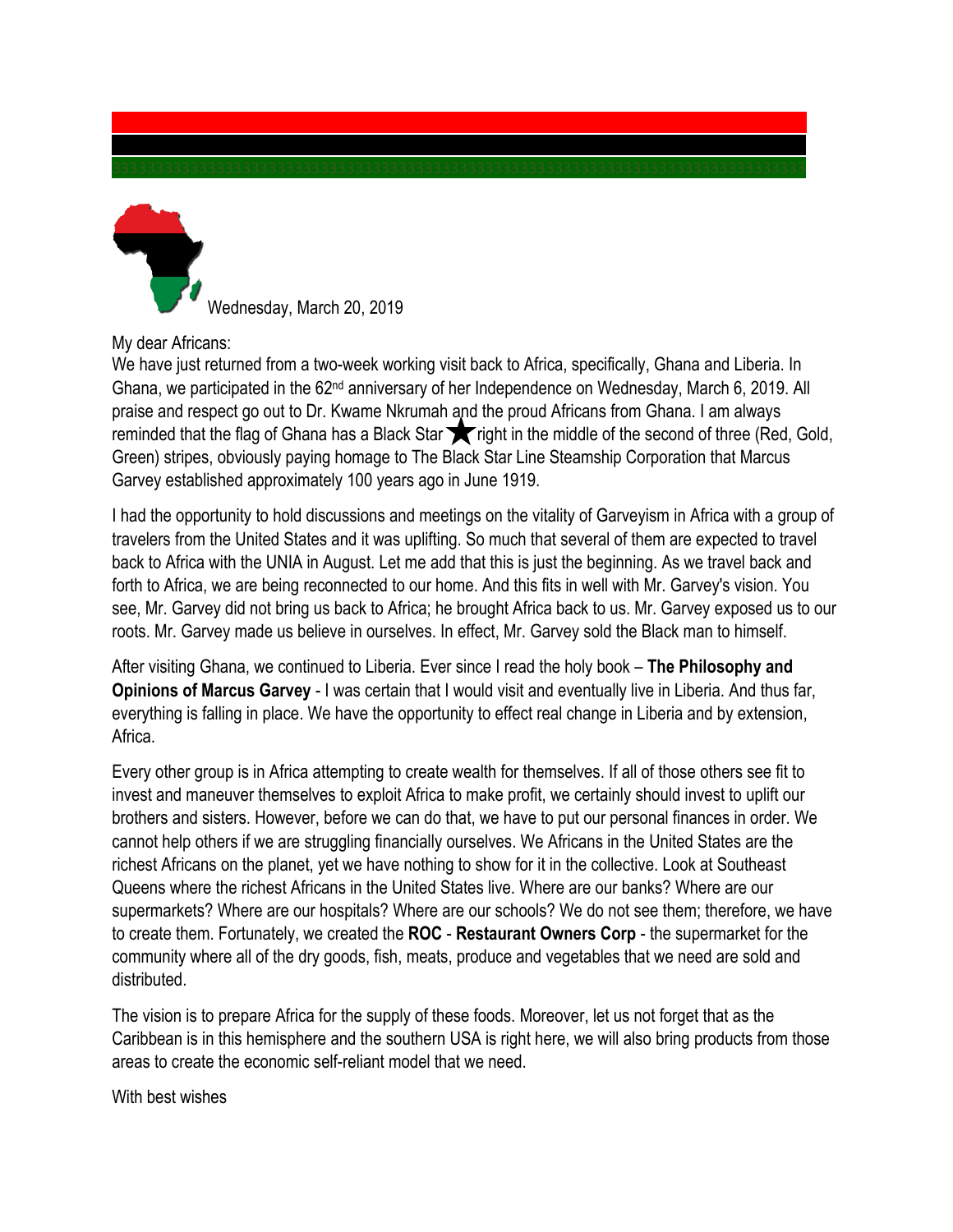Wednesday, March 20, 2019

My dear Africans:

We have just returned from a two-week working visit back to Africa, specifically, Ghana and Liberia. In Ghana, we participated in the 62nd anniversary of her Independence on Wednesday, March 6, 2019. All praise and respect go out to Dr. Kwame Nkrumah and the proud Africans from Ghana. I am always reminded that the flag of Ghana has a Black Star ★ right in the middle of the second of three (Red, Gold, Green) stripes, obviously paying homage to The Black Star Line Steamship Corporation that Marcus Garvey established approximately 100 years ago in June 1919.

I had the opportunity to hold discussions and meetings on the vitality of Garveyism in Africa with a group of travelers from the United States and it was uplifting. So much that several of them are expected to travel back to Africa with the UNIA in August. Let me add that this is just the beginning. As we travel back and forth to Africa, we are being reconnected to our home. And this fits in well with Mr. Garvey's vision. You see, Mr. Garvey did not bring us back to Africa; he brought Africa back to us. Mr. Garvey exposed us to our roots. Mr. Garvey made us believe in ourselves. In effect, Mr. Garvey sold the Black man to himself.

After visiting Ghana, we continued to Liberia. Ever since I read the holy book – **The Philosophy and Opinions of Marcus Garvey** - I was certain that I would visit and eventually live in Liberia. And thus far, everything is falling in place. We have the opportunity to effect real change in Liberia and by extension, Africa.

Every other group is in Africa attempting to create wealth for themselves. If all of those others see fit to invest and maneuver themselves to exploit Africa to make profit, we certainly should invest to uplift our brothers and sisters. However, before we can do that, we have to put our personal finances in order. We cannot help others if we are struggling financially ourselves. We Africans in the United States are the richest Africans on the planet, yet we have nothing to show for it in the collective. Look at Southeast Queens where the richest Africans in the United States live. Where are our banks? Where are our supermarkets? Where are our hospitals? Where are our schools? We do not see them; therefore, we have to create them. Fortunately, we created the **ROC** - **Restaurant Owners Corp** - the supermarket for the community where all of the dry goods, fish, meats, produce and vegetables that we need are sold and distributed.

The vision is to prepare Africa for the supply of these foods. Moreover, let us not forget that as the Caribbean is in this hemisphere and the southern USA is right here, we will also bring products from those areas to create the economic self-reliant model that we need.

With best wishes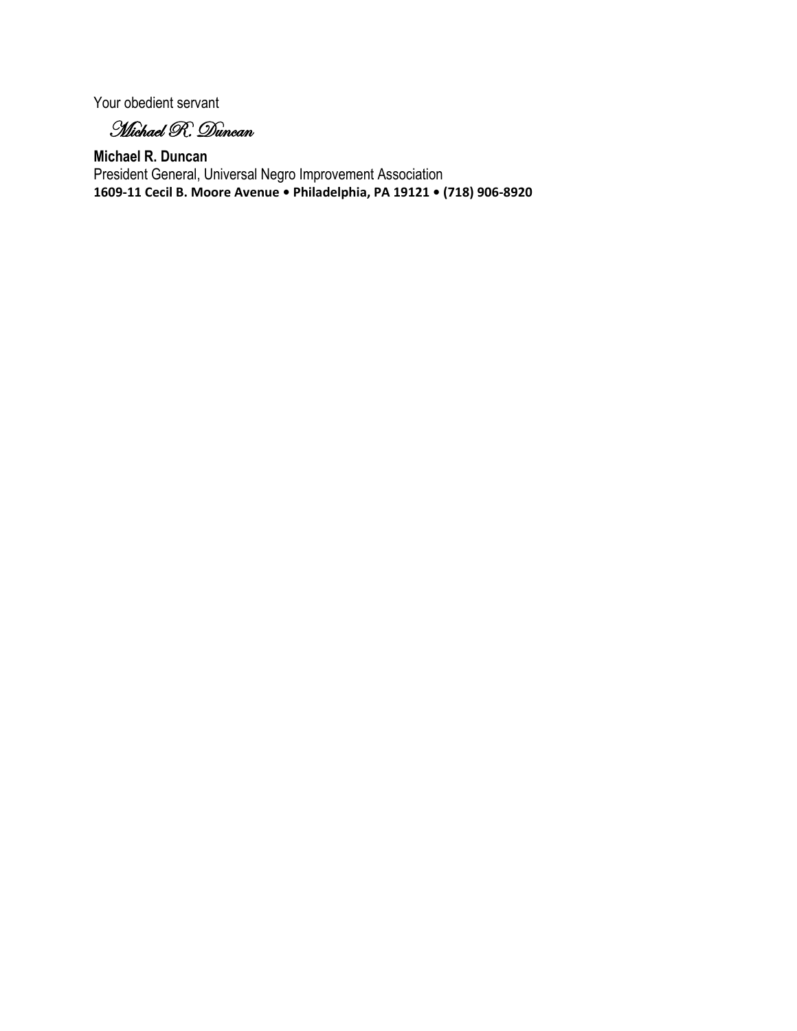Your obedient servant

*Michael R. Duncan*

**Michael R. Duncan**
President General, Universal Negro Improvement Association
**1609-11 Cecil B. Moore Avenue • Philadelphia, PA 19121 • (718) 906-8920**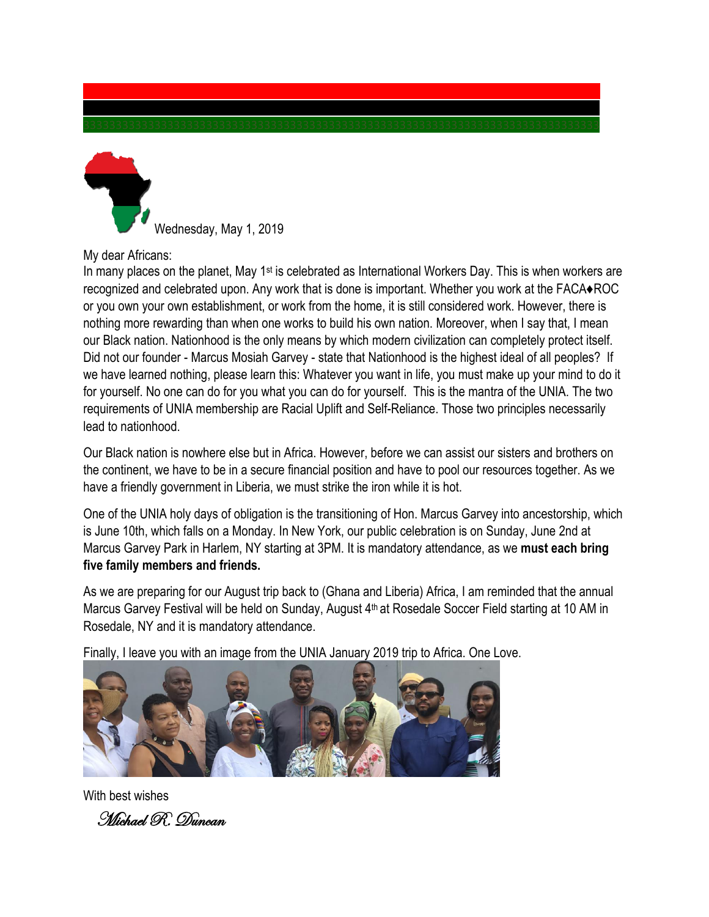Wednesday, May 1, 2019

My dear Africans:

In many places on the planet, May 1st is celebrated as International Workers Day. This is when workers are recognized and celebrated upon. Any work that is done is important. Whether you work at the FACA♦ROC or you own your own establishment, or work from the home, it is still considered work. However, there is nothing more rewarding than when one works to build his own nation. Moreover, when I say that, I mean our Black nation. Nationhood is the only means by which modern civilization can completely protect itself. Did not our founder - Marcus Mosiah Garvey - state that Nationhood is the highest ideal of all peoples? If we have learned nothing, please learn this: Whatever you want in life, you must make up your mind to do it for yourself. No one can do for you what you can do for yourself. This is the mantra of the UNIA. The two requirements of UNIA membership are Racial Uplift and Self-Reliance. Those two principles necessarily lead to nationhood.

Our Black nation is nowhere else but in Africa. However, before we can assist our sisters and brothers on the continent, we have to be in a secure financial position and have to pool our resources together. As we have a friendly government in Liberia, we must strike the iron while it is hot.

One of the UNIA holy days of obligation is the transitioning of Hon. Marcus Garvey into ancestorship, which is June 10th, which falls on a Monday. In New York, our public celebration is on Sunday, June 2nd at Marcus Garvey Park in Harlem, NY starting at 3PM. It is mandatory attendance, as we **must each bring five family members and friends.**

As we are preparing for our August trip back to (Ghana and Liberia) Africa, I am reminded that the annual Marcus Garvey Festival will be held on Sunday, August 4th at Rosedale Soccer Field starting at 10 AM in Rosedale, NY and it is mandatory attendance.

Finally, I leave you with an image from the UNIA January 2019 trip to Africa. One Love.

With best wishes

*Michael R. Duncan*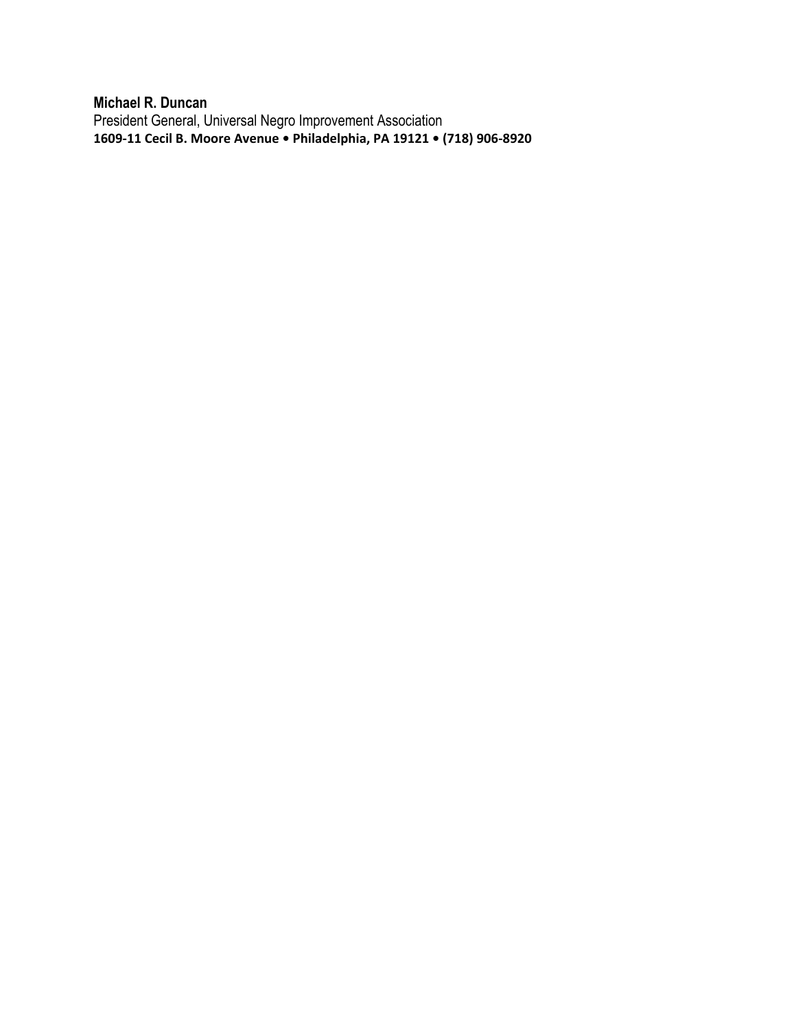**Michael R. Duncan**

President General, Universal Negro Improvement Association

**1609-11 Cecil B. Moore Avenue • Philadelphia, PA 19121 • (718) 906-8920**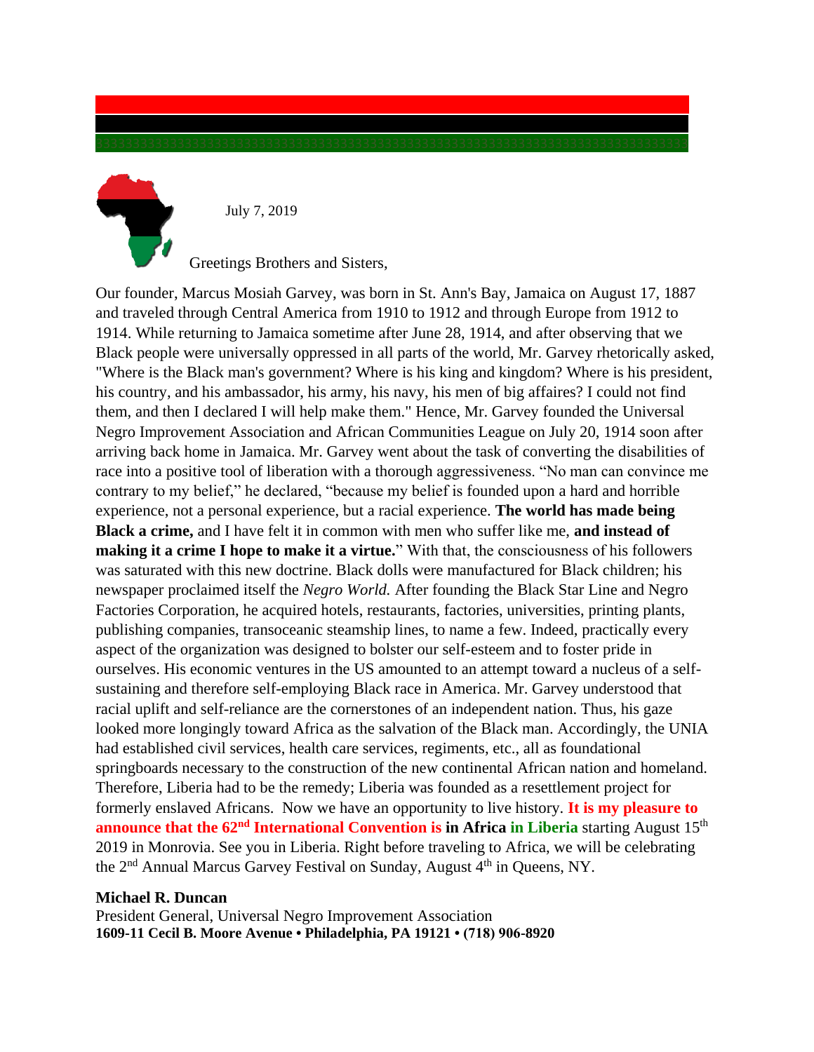July 7, 2019

Greetings Brothers and Sisters,

Our founder, Marcus Mosiah Garvey, was born in St. Ann's Bay, Jamaica on August 17, 1887 and traveled through Central America from 1910 to 1912 and through Europe from 1912 to 1914. While returning to Jamaica sometime after June 28, 1914, and after observing that we Black people were universally oppressed in all parts of the world, Mr. Garvey rhetorically asked, "Where is the Black man's government? Where is his king and kingdom? Where is his president, his country, and his ambassador, his army, his navy, his men of big affaires? I could not find them, and then I declared I will help make them." Hence, Mr. Garvey founded the Universal Negro Improvement Association and African Communities League on July 20, 1914 soon after arriving back home in Jamaica. Mr. Garvey went about the task of converting the disabilities of race into a positive tool of liberation with a thorough aggressiveness. "No man can convince me contrary to my belief," he declared, "because my belief is founded upon a hard and horrible experience, not a personal experience, but a racial experience. **The world has made being Black a crime,** and I have felt it in common with men who suffer like me, **and instead of making it a crime I hope to make it a virtue.**" With that, the consciousness of his followers was saturated with this new doctrine. Black dolls were manufactured for Black children; his newspaper proclaimed itself the *Negro World.* After founding the Black Star Line and Negro Factories Corporation, he acquired hotels, restaurants, factories, universities, printing plants, publishing companies, transoceanic steamship lines, to name a few. Indeed, practically every aspect of the organization was designed to bolster our self-esteem and to foster pride in ourselves. His economic ventures in the US amounted to an attempt toward a nucleus of a self-sustaining and therefore self-employing Black race in America. Mr. Garvey understood that racial uplift and self-reliance are the cornerstones of an independent nation. Thus, his gaze looked more longingly toward Africa as the salvation of the Black man. Accordingly, the UNIA had established civil services, health care services, regiments, etc., all as foundational springboards necessary to the construction of the new continental African nation and homeland. Therefore, Liberia had to be the remedy; Liberia was founded as a resettlement project for formerly enslaved Africans. Now we have an opportunity to live history. **It is my pleasure to announce that the 62nd International Convention is in Africa in Liberia** starting August 15th 2019 in Monrovia. See you in Liberia. Right before traveling to Africa, we will be celebrating the 2nd Annual Marcus Garvey Festival on Sunday, August 4th in Queens, NY.

**Michael R. Duncan**
President General, Universal Negro Improvement Association
**1609-11 Cecil B. Moore Avenue • Philadelphia, PA 19121 • (718) 906-8920**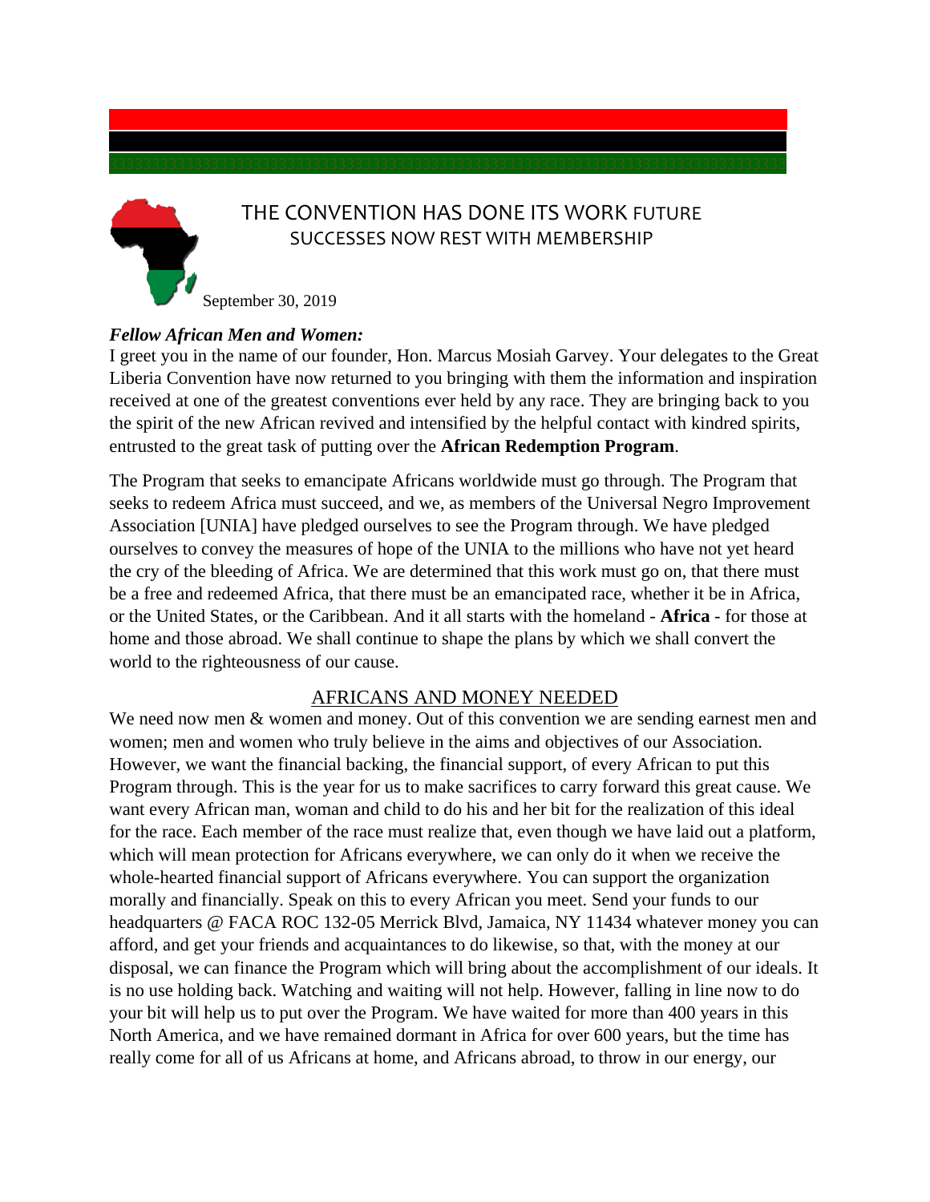# THE CONVENTION HAS DONE ITS WORK FUTURE SUCCESSES NOW REST WITH MEMBERSHIP

September 30, 2019

***Fellow African Men and Women:***

I greet you in the name of our founder, Hon. Marcus Mosiah Garvey. Your delegates to the Great Liberia Convention have now returned to you bringing with them the information and inspiration received at one of the greatest conventions ever held by any race. They are bringing back to you the spirit of the new African revived and intensified by the helpful contact with kindred spirits, entrusted to the great task of putting over the **African Redemption Program**.

The Program that seeks to emancipate Africans worldwide must go through. The Program that seeks to redeem Africa must succeed, and we, as members of the Universal Negro Improvement Association [UNIA] have pledged ourselves to see the Program through. We have pledged ourselves to convey the measures of hope of the UNIA to the millions who have not yet heard the cry of the bleeding of Africa. We are determined that this work must go on, that there must be a free and redeemed Africa, that there must be an emancipated race, whether it be in Africa, or the United States, or the Caribbean. And it all starts with the homeland - **Africa** - for those at home and those abroad. We shall continue to shape the plans by which we shall convert the world to the righteousness of our cause.

## AFRICANS AND MONEY NEEDED

We need now men & women and money. Out of this convention we are sending earnest men and women; men and women who truly believe in the aims and objectives of our Association. However, we want the financial backing, the financial support, of every African to put this Program through. This is the year for us to make sacrifices to carry forward this great cause. We want every African man, woman and child to do his and her bit for the realization of this ideal for the race. Each member of the race must realize that, even though we have laid out a platform, which will mean protection for Africans everywhere, we can only do it when we receive the whole-hearted financial support of Africans everywhere. You can support the organization morally and financially. Speak on this to every African you meet. Send your funds to our headquarters @ FACA ROC 132-05 Merrick Blvd, Jamaica, NY 11434 whatever money you can afford, and get your friends and acquaintances to do likewise, so that, with the money at our disposal, we can finance the Program which will bring about the accomplishment of our ideals. It is no use holding back. Watching and waiting will not help. However, falling in line now to do your bit will help us to put over the Program. We have waited for more than 400 years in this North America, and we have remained dormant in Africa for over 600 years, but the time has really come for all of us Africans at home, and Africans abroad, to throw in our energy, our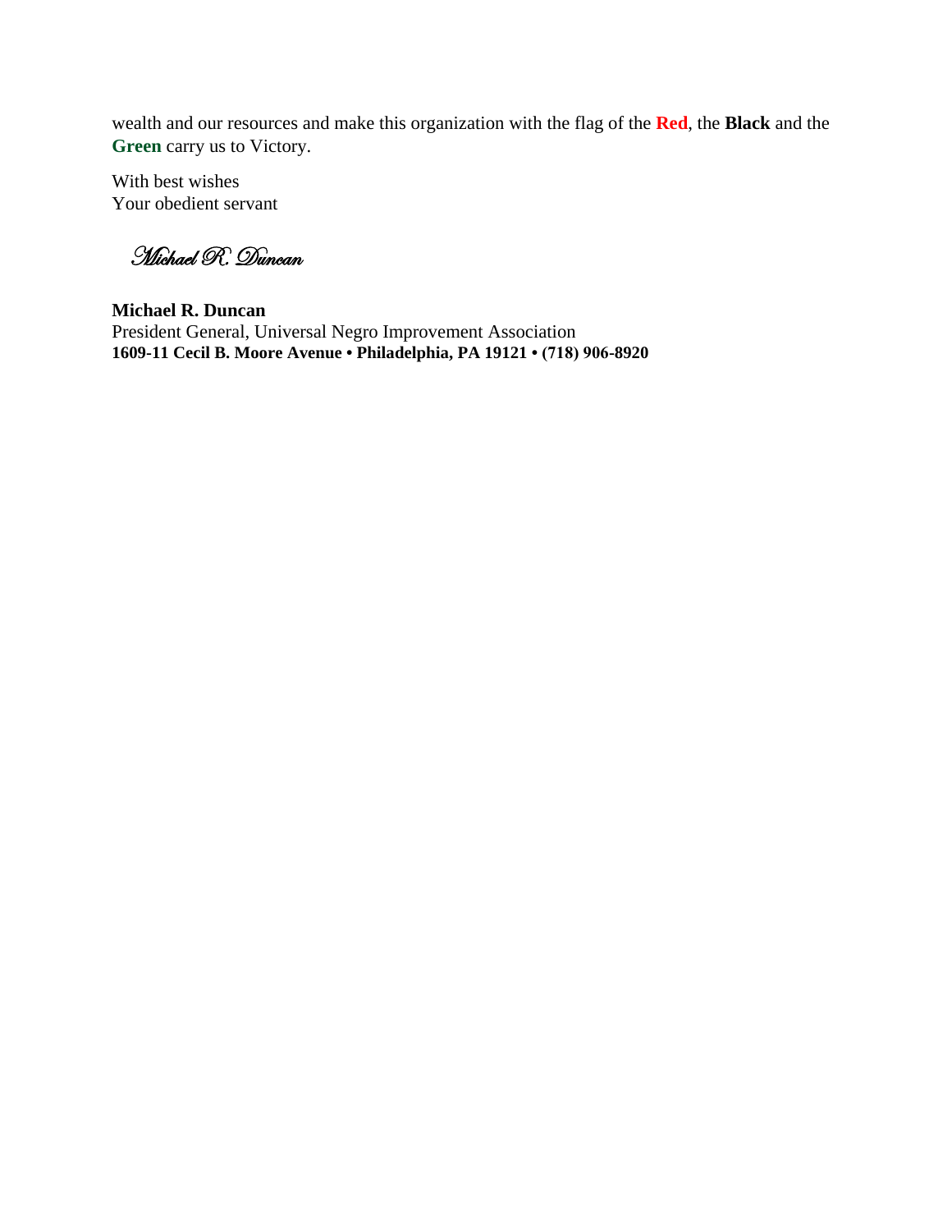wealth and our resources and make this organization with the flag of the **Red**, the **Black** and the **Green** carry us to Victory.

With best wishes
Your obedient servant

*Michael R. Duncan*

**Michael R. Duncan**
President General, Universal Negro Improvement Association
**1609-11 Cecil B. Moore Avenue • Philadelphia, PA 19121 • (718) 906-8920**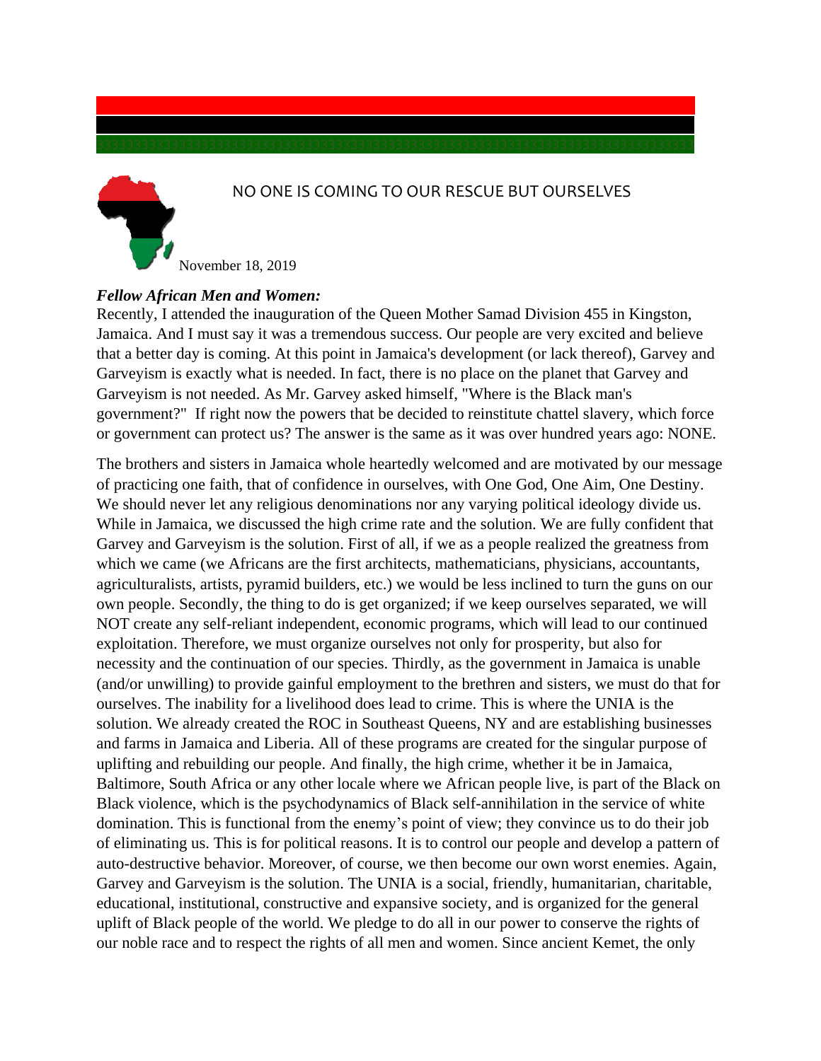# NO ONE IS COMING TO OUR RESCUE BUT OURSELVES

November 18, 2019

***Fellow African Men and Women:***

Recently, I attended the inauguration of the Queen Mother Samad Division 455 in Kingston, Jamaica. And I must say it was a tremendous success. Our people are very excited and believe that a better day is coming. At this point in Jamaica's development (or lack thereof), Garvey and Garveyism is exactly what is needed. In fact, there is no place on the planet that Garvey and Garveyism is not needed. As Mr. Garvey asked himself, "Where is the Black man's government?" If right now the powers that be decided to reinstitute chattel slavery, which force or government can protect us? The answer is the same as it was over hundred years ago: NONE.

The brothers and sisters in Jamaica whole heartedly welcomed and are motivated by our message of practicing one faith, that of confidence in ourselves, with One God, One Aim, One Destiny. We should never let any religious denominations nor any varying political ideology divide us. While in Jamaica, we discussed the high crime rate and the solution. We are fully confident that Garvey and Garveyism is the solution. First of all, if we as a people realized the greatness from which we came (we Africans are the first architects, mathematicians, physicians, accountants, agriculturalists, artists, pyramid builders, etc.) we would be less inclined to turn the guns on our own people. Secondly, the thing to do is get organized; if we keep ourselves separated, we will NOT create any self-reliant independent, economic programs, which will lead to our continued exploitation. Therefore, we must organize ourselves not only for prosperity, but also for necessity and the continuation of our species. Thirdly, as the government in Jamaica is unable (and/or unwilling) to provide gainful employment to the brethren and sisters, we must do that for ourselves. The inability for a livelihood does lead to crime. This is where the UNIA is the solution. We already created the ROC in Southeast Queens, NY and are establishing businesses and farms in Jamaica and Liberia. All of these programs are created for the singular purpose of uplifting and rebuilding our people. And finally, the high crime, whether it be in Jamaica, Baltimore, South Africa or any other locale where we African people live, is part of the Black on Black violence, which is the psychodynamics of Black self-annihilation in the service of white domination. This is functional from the enemy's point of view; they convince us to do their job of eliminating us. This is for political reasons. It is to control our people and develop a pattern of auto-destructive behavior. Moreover, of course, we then become our own worst enemies. Again, Garvey and Garveyism is the solution. The UNIA is a social, friendly, humanitarian, charitable, educational, institutional, constructive and expansive society, and is organized for the general uplift of Black people of the world. We pledge to do all in our power to conserve the rights of our noble race and to respect the rights of all men and women. Since ancient Kemet, the only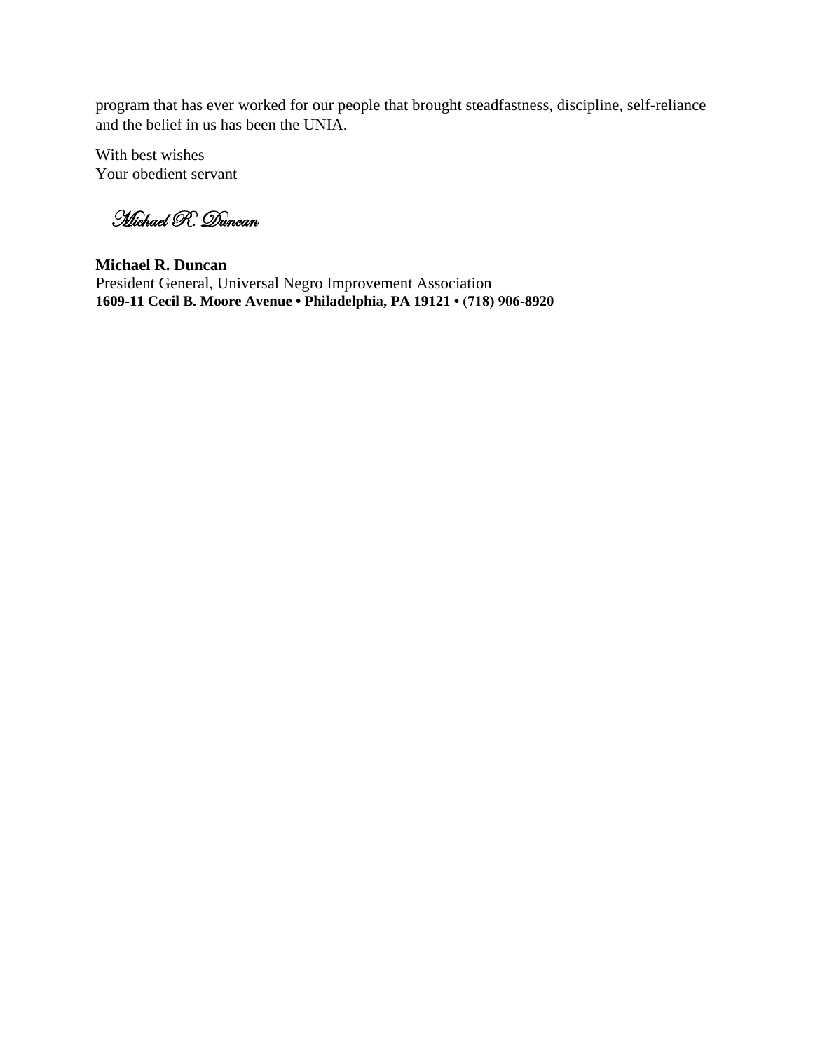program that has ever worked for our people that brought steadfastness, discipline, self-reliance and the belief in us has been the UNIA.

With best wishes
Your obedient servant

*Michael R. Duncan*

**Michael R. Duncan**
President General, Universal Negro Improvement Association
**1609-11 Cecil B. Moore Avenue • Philadelphia, PA 19121 • (718) 906-8920**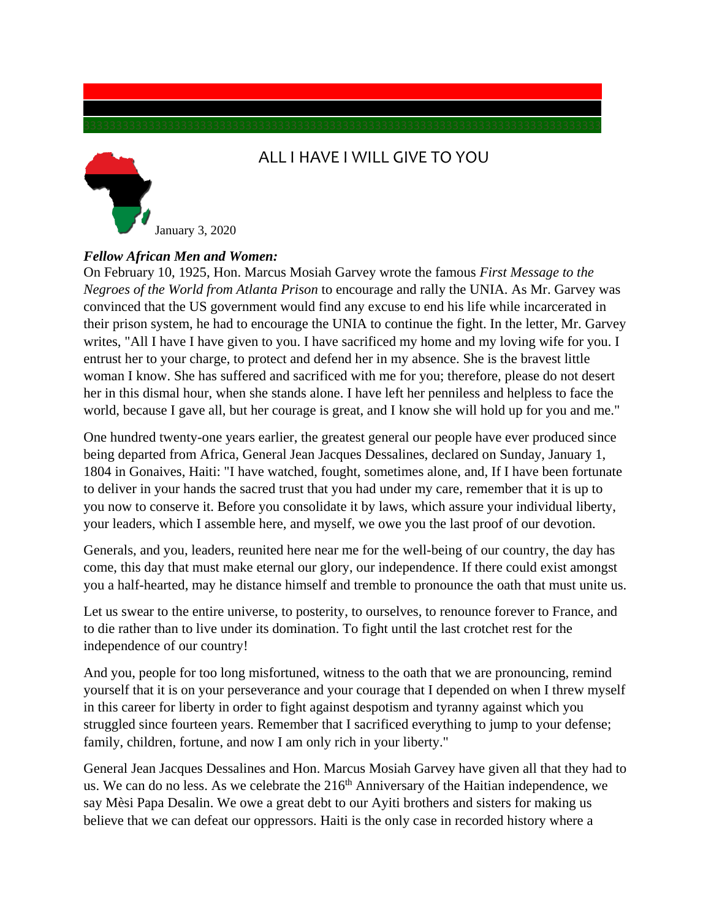# ALL I HAVE I WILL GIVE TO YOU

January 3, 2020

***Fellow African Men and Women:***

On February 10, 1925, Hon. Marcus Mosiah Garvey wrote the famous *First Message to the Negroes of the World from Atlanta Prison* to encourage and rally the UNIA. As Mr. Garvey was convinced that the US government would find any excuse to end his life while incarcerated in their prison system, he had to encourage the UNIA to continue the fight. In the letter, Mr. Garvey writes, "All I have I have given to you. I have sacrificed my home and my loving wife for you. I entrust her to your charge, to protect and defend her in my absence. She is the bravest little woman I know. She has suffered and sacrificed with me for you; therefore, please do not desert her in this dismal hour, when she stands alone. I have left her penniless and helpless to face the world, because I gave all, but her courage is great, and I know she will hold up for you and me."

One hundred twenty-one years earlier, the greatest general our people have ever produced since being departed from Africa, General Jean Jacques Dessalines, declared on Sunday, January 1, 1804 in Gonaives, Haiti: "I have watched, fought, sometimes alone, and, If I have been fortunate to deliver in your hands the sacred trust that you had under my care, remember that it is up to you now to conserve it. Before you consolidate it by laws, which assure your individual liberty, your leaders, which I assemble here, and myself, we owe you the last proof of our devotion.

Generals, and you, leaders, reunited here near me for the well-being of our country, the day has come, this day that must make eternal our glory, our independence. If there could exist amongst you a half-hearted, may he distance himself and tremble to pronounce the oath that must unite us.

Let us swear to the entire universe, to posterity, to ourselves, to renounce forever to France, and to die rather than to live under its domination. To fight until the last crotchet rest for the independence of our country!

And you, people for too long misfortuned, witness to the oath that we are pronouncing, remind yourself that it is on your perseverance and your courage that I depended on when I threw myself in this career for liberty in order to fight against despotism and tyranny against which you struggled since fourteen years. Remember that I sacrificed everything to jump to your defense; family, children, fortune, and now I am only rich in your liberty."

General Jean Jacques Dessalines and Hon. Marcus Mosiah Garvey have given all that they had to us. We can do no less. As we celebrate the 216th Anniversary of the Haitian independence, we say Mèsi Papa Desalin. We owe a great debt to our Ayiti brothers and sisters for making us believe that we can defeat our oppressors. Haiti is the only case in recorded history where a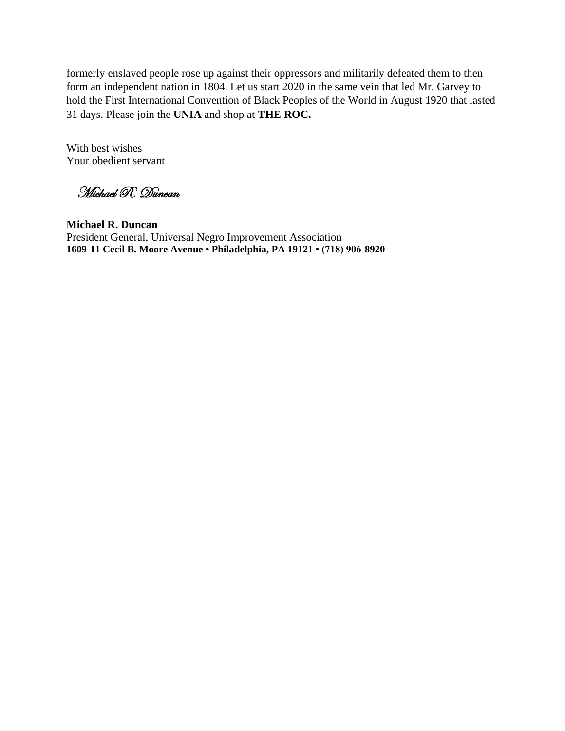formerly enslaved people rose up against their oppressors and militarily defeated them to then form an independent nation in 1804. Let us start 2020 in the same vein that led Mr. Garvey to hold the First International Convention of Black Peoples of the World in August 1920 that lasted 31 days. Please join the **UNIA** and shop at **THE ROC.**

With best wishes
Your obedient servant

*Michael R. Duncan*

**Michael R. Duncan**
President General, Universal Negro Improvement Association
**1609-11 Cecil B. Moore Avenue • Philadelphia, PA 19121 • (718) 906-8920**